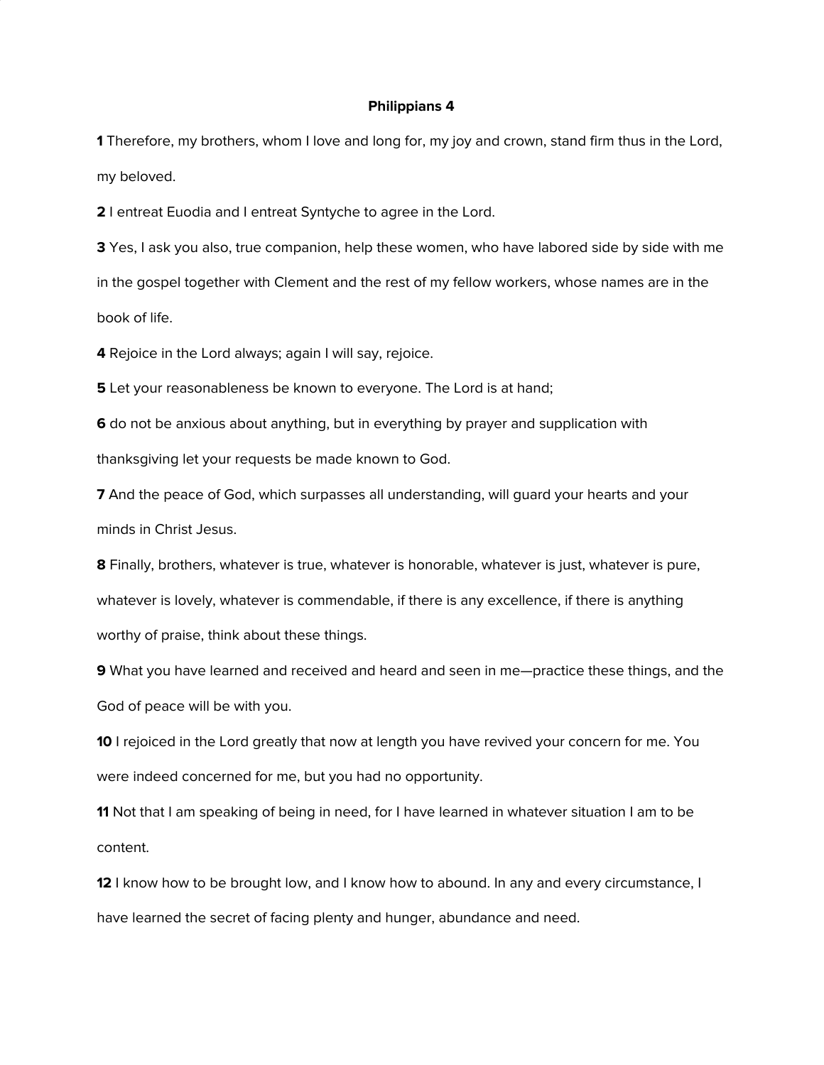# Philippians 4

**1** Therefore, my brothers, whom I love and long for, my joy and crown, stand firm thus in the Lord, my beloved.

**2** I entreat Euodia and I entreat Syntyche to agree in the Lord.

**3** Yes, I ask you also, true companion, help these women, who have labored side by side with me in the gospel together with Clement and the rest of my fellow workers, whose names are in the book of life.

**4** Rejoice in the Lord always; again I will say, rejoice.

**5** Let your reasonableness be known to everyone. The Lord is at hand;

**6** do not be anxious about anything, but in everything by prayer and supplication with thanksgiving let your requests be made known to God.

**7** And the peace of God, which surpasses all understanding, will guard your hearts and your minds in Christ Jesus.

**8** Finally, brothers, whatever is true, whatever is honorable, whatever is just, whatever is pure, whatever is lovely, whatever is commendable, if there is any excellence, if there is anything worthy of praise, think about these things.

**9** What you have learned and received and heard and seen in me—practice these things, and the God of peace will be with you.

**10** I rejoiced in the Lord greatly that now at length you have revived your concern for me. You were indeed concerned for me, but you had no opportunity.

**11** Not that I am speaking of being in need, for I have learned in whatever situation I am to be content.

**12** I know how to be brought low, and I know how to abound. In any and every circumstance, I have learned the secret of facing plenty and hunger, abundance and need.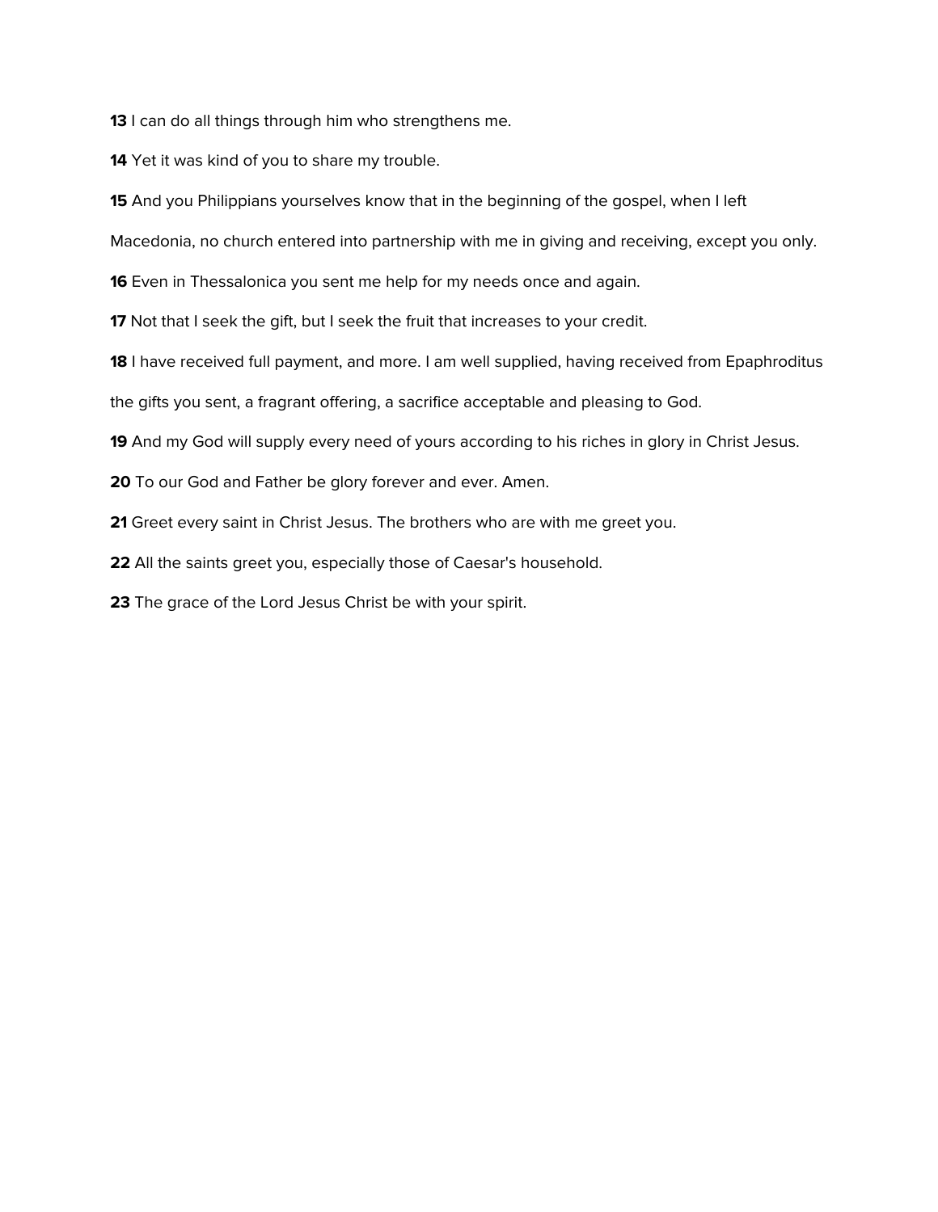**13** I can do all things through him who strengthens me.

**14** Yet it was kind of you to share my trouble.

**15** And you Philippians yourselves know that in the beginning of the gospel, when I left Macedonia, no church entered into partnership with me in giving and receiving, except you only.

**16** Even in Thessalonica you sent me help for my needs once and again.

**17** Not that I seek the gift, but I seek the fruit that increases to your credit.

**18** I have received full payment, and more. I am well supplied, having received from Epaphroditus the gifts you sent, a fragrant offering, a sacrifice acceptable and pleasing to God.

**19** And my God will supply every need of yours according to his riches in glory in Christ Jesus.

**20** To our God and Father be glory forever and ever. Amen.

**21** Greet every saint in Christ Jesus. The brothers who are with me greet you.

**22** All the saints greet you, especially those of Caesar's household.

**23** The grace of the Lord Jesus Christ be with your spirit.